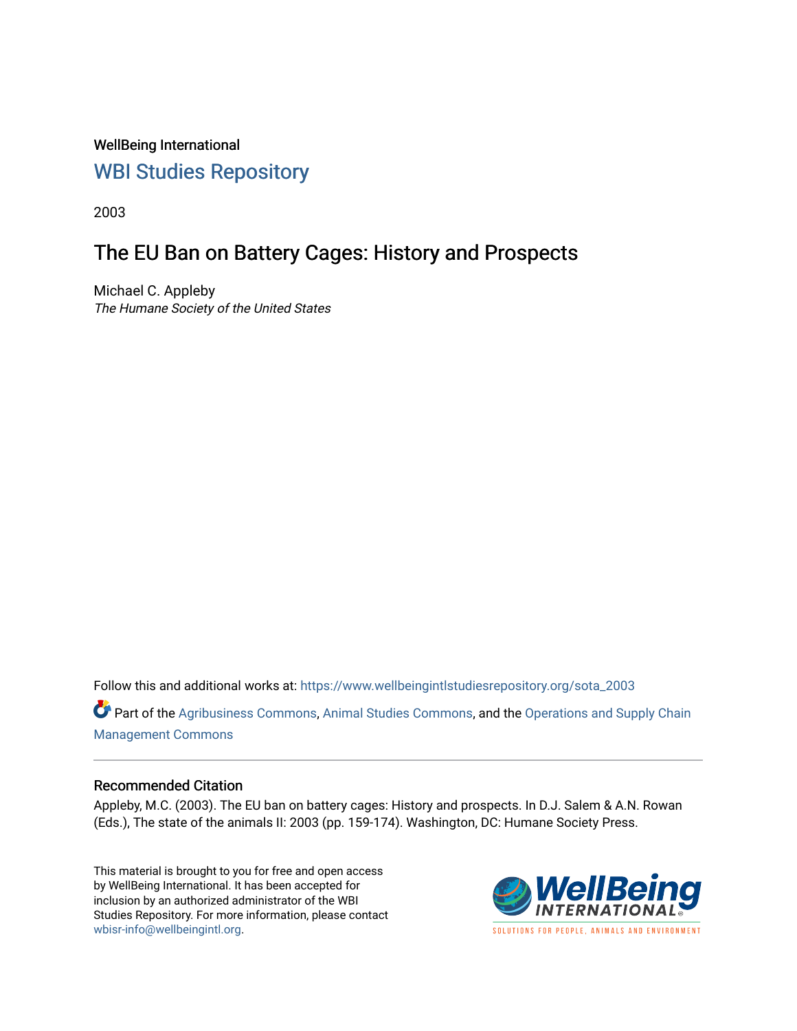WellBeing International

## WBI Studies Repository

2003

# The EU Ban on Battery Cages: History and Prospects

Michael C. Appleby
*The Humane Society of the United States*

Follow this and additional works at: https://www.wellbeingintlstudiesrepository.org/sota_2003

Part of the Agribusiness Commons, Animal Studies Commons, and the Operations and Supply Chain Management Commons

### Recommended Citation

Appleby, M.C. (2003). The EU ban on battery cages: History and prospects. In D.J. Salem & A.N. Rowan (Eds.), The state of the animals II: 2003 (pp. 159-174). Washington, DC: Humane Society Press.

This material is brought to you for free and open access by WellBeing International. It has been accepted for inclusion by an authorized administrator of the WBI Studies Repository. For more information, please contact wbisr-info@wellbeingintl.org.

WellBeing INTERNATIONAL
SOLUTIONS FOR PEOPLE, ANIMALS AND ENVIRONMENT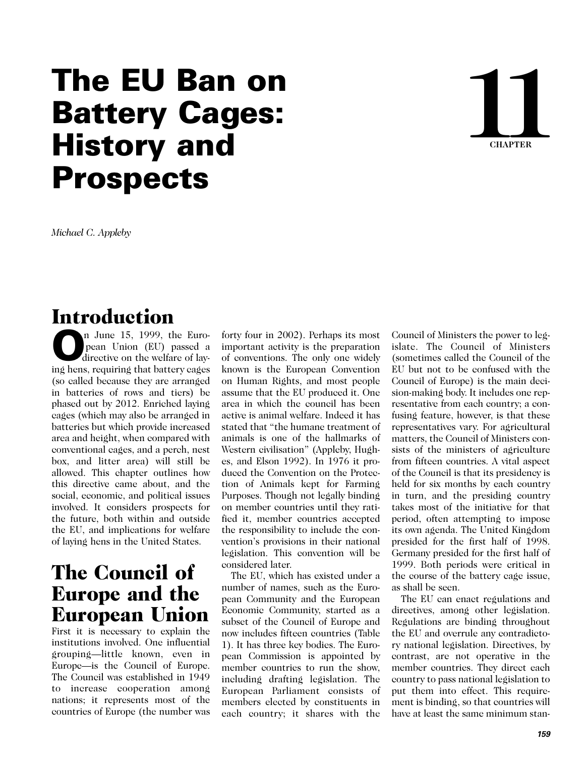# The EU Ban on Battery Cages: History and Prospects

**11**
**CHAPTER**

*Michael C. Appleby*

## Introduction

On June 15, 1999, the European Union (EU) passed a directive on the welfare of laying hens, requiring that battery cages (so called because they are arranged in batteries of rows and tiers) be phased out by 2012. Enriched laying cages (which may also be arranged in batteries but which provide increased area and height, when compared with conventional cages, and a perch, nest box, and litter area) will still be allowed. This chapter outlines how this directive came about, and the social, economic, and political issues involved. It considers prospects for the future, both within and outside the EU, and implications for welfare of laying hens in the United States.

## The Council of Europe and the European Union

First it is necessary to explain the institutions involved. One influential grouping—little known, even in Europe—is the Council of Europe. The Council was established in 1949 to increase cooperation among nations; it represents most of the countries of Europe (the number was forty four in 2002). Perhaps its most important activity is the preparation of conventions. The only one widely known is the European Convention on Human Rights, and most people assume that the EU produced it. One area in which the council has been active is animal welfare. Indeed it has stated that "the humane treatment of animals is one of the hallmarks of Western civilisation" (Appleby, Hughes, and Elson 1992). In 1976 it produced the Convention on the Protection of Animals kept for Farming Purposes. Though not legally binding on member countries until they ratified it, member countries accepted the responsibility to include the convention's provisions in their national legislation. This convention will be considered later.

The EU, which has existed under a number of names, such as the European Community and the European Economic Community, started as a subset of the Council of Europe and now includes fifteen countries (Table 1). It has three key bodies. The European Commission is appointed by member countries to run the show, including drafting legislation. The European Parliament consists of members elected by constituents in each country; it shares with the Council of Ministers the power to legislate. The Council of Ministers (sometimes called the Council of the EU but not to be confused with the Council of Europe) is the main decision-making body. It includes one representative from each country; a confusing feature, however, is that these representatives vary. For agricultural matters, the Council of Ministers consists of the ministers of agriculture from fifteen countries. A vital aspect of the Council is that its presidency is held for six months by each country in turn, and the presiding country takes most of the initiative for that period, often attempting to impose its own agenda. The United Kingdom presided for the first half of 1998. Germany presided for the first half of 1999. Both periods were critical in the course of the battery cage issue, as shall be seen.

The EU can enact regulations and directives, among other legislation. Regulations are binding throughout the EU and overrule any contradictory national legislation. Directives, by contrast, are not operative in the member countries. They direct each country to pass national legislation to put them into effect. This requirement is binding, so that countries will have at least the same minimum stan-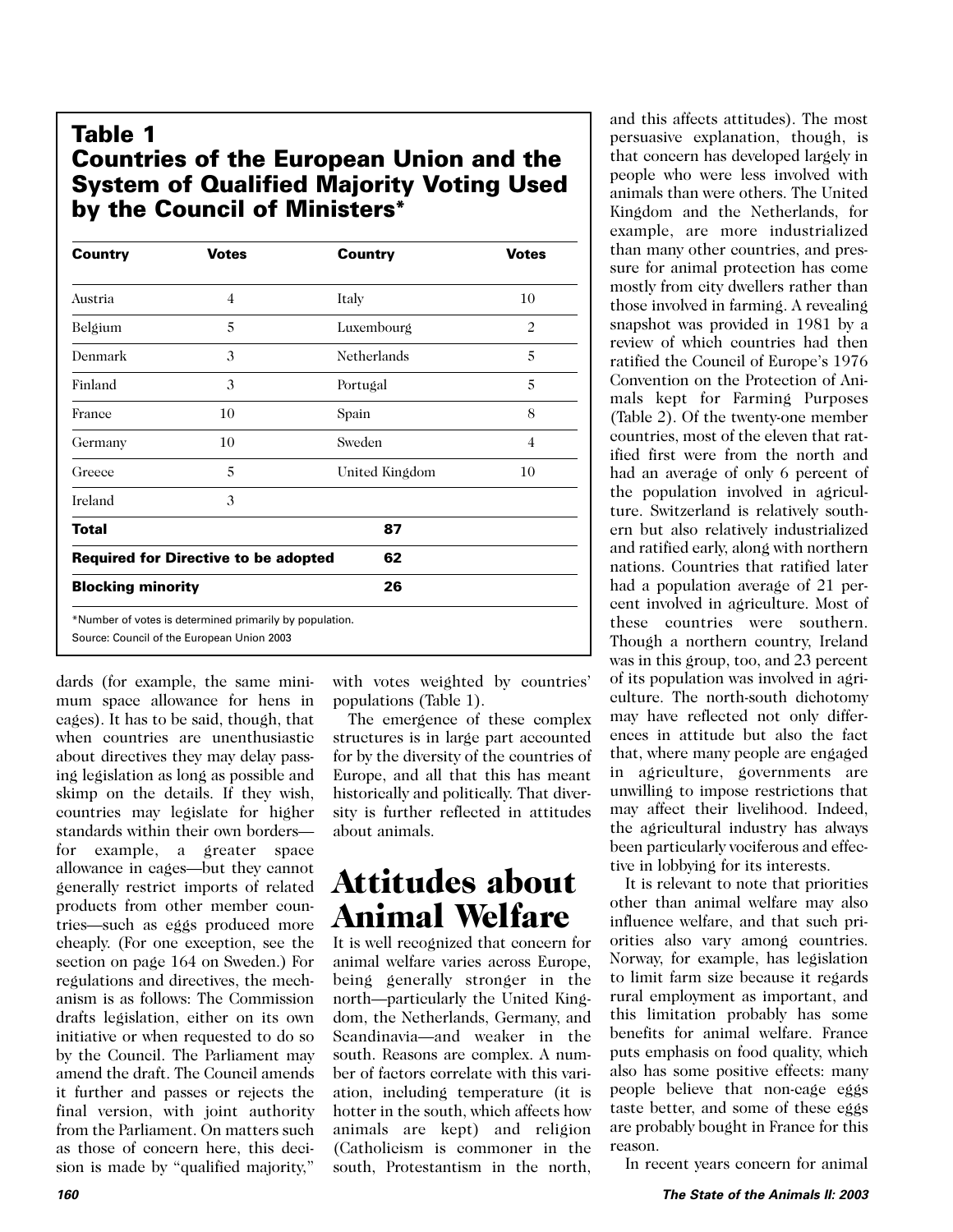## Table 1
## Countries of the European Union and the System of Qualified Majority Voting Used by the Council of Ministers*

| Country | Votes | Country | Votes |
|---|---|---|---|
| Austria | 4 | Italy | 10 |
| Belgium | 5 | Luxembourg | 2 |
| Denmark | 3 | Netherlands | 5 |
| Finland | 3 | Portugal | 5 |
| France | 10 | Spain | 8 |
| Germany | 10 | Sweden | 4 |
| Greece | 5 | United Kingdom | 10 |
| Ireland | 3 | | |
| **Total** | | **87** | |
| **Required for Directive to be adopted** | | **62** | |
| **Blocking minority** | | **26** | |

*Number of votes is determined primarily by population.

Source: Council of the European Union 2003

dards (for example, the same minimum space allowance for hens in cages). It has to be said, though, that when countries are unenthusiastic about directives they may delay passing legislation as long as possible and skimp on the details. If they wish, countries may legislate for higher standards within their own borders—for example, a greater space allowance in cages—but they cannot generally restrict imports of related products from other member countries—such as eggs produced more cheaply. (For one exception, see the section on page 164 on Sweden.) For regulations and directives, the mechanism is as follows: The Commission drafts legislation, either on its own initiative or when requested to do so by the Council. The Parliament may amend the draft. The Council amends it further and passes or rejects the final version, with joint authority from the Parliament. On matters such as those of concern here, this decision is made by "qualified majority," with votes weighted by countries' populations (Table 1).

The emergence of these complex structures is in large part accounted for by the diversity of the countries of Europe, and all that this has meant historically and politically. That diversity is further reflected in attitudes about animals.

# Attitudes about Animal Welfare

It is well recognized that concern for animal welfare varies across Europe, being generally stronger in the north—particularly the United Kingdom, the Netherlands, Germany, and Scandinavia—and weaker in the south. Reasons are complex. A number of factors correlate with this variation, including temperature (it is hotter in the south, which affects how animals are kept) and religion (Catholicism is commoner in the south, Protestantism in the north, and this affects attitudes). The most persuasive explanation, though, is that concern has developed largely in people who were less involved with animals than were others. The United Kingdom and the Netherlands, for example, are more industrialized than many other countries, and pressure for animal protection has come mostly from city dwellers rather than those involved in farming. A revealing snapshot was provided in 1981 by a review of which countries had then ratified the Council of Europe's 1976 Convention on the Protection of Animals kept for Farming Purposes (Table 2). Of the twenty-one member countries, most of the eleven that ratified first were from the north and had an average of only 6 percent of the population involved in agriculture. Switzerland is relatively southern but also relatively industrialized and ratified early, along with northern nations. Countries that ratified later had a population average of 21 percent involved in agriculture. Most of these countries were southern. Though a northern country, Ireland was in this group, too, and 23 percent of its population was involved in agriculture. The north-south dichotomy may have reflected not only differences in attitude but also the fact that, where many people are engaged in agriculture, governments are unwilling to impose restrictions that may affect their livelihood. Indeed, the agricultural industry has always been particularly vociferous and effective in lobbying for its interests.

It is relevant to note that priorities other than animal welfare may also influence welfare, and that such priorities also vary among countries. Norway, for example, has legislation to limit farm size because it regards rural employment as important, and this limitation probably has some benefits for animal welfare. France puts emphasis on food quality, which also has some positive effects: many people believe that non-cage eggs taste better, and some of these eggs are probably bought in France for this reason.

In recent years concern for animal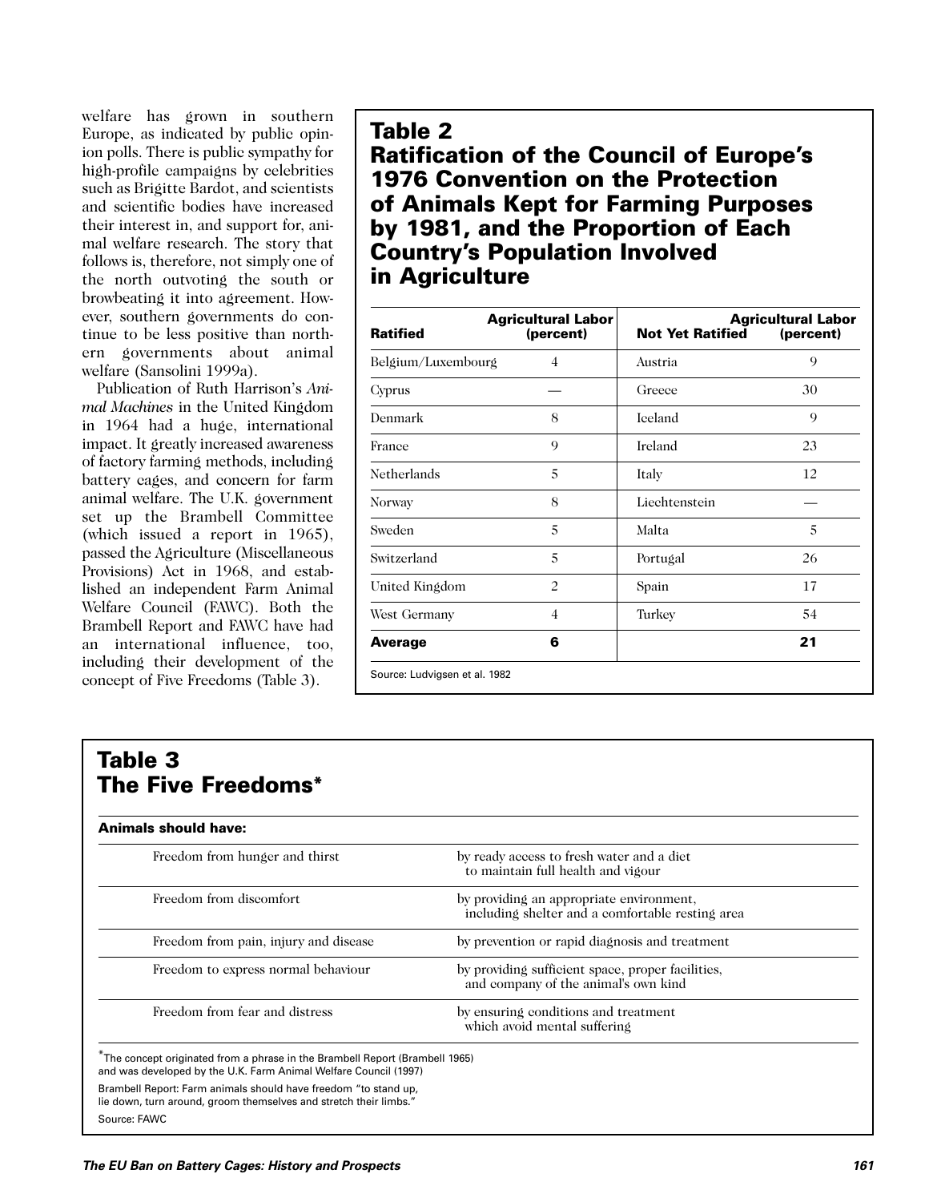welfare has grown in southern Europe, as indicated by public opinion polls. There is public sympathy for high-profile campaigns by celebrities such as Brigitte Bardot, and scientists and scientific bodies have increased their interest in, and support for, animal welfare research. The story that follows is, therefore, not simply one of the north outvoting the south or browbeating it into agreement. However, southern governments do continue to be less positive than northern governments about animal welfare (Sansolini 1999a).

Publication of Ruth Harrison's *Animal Machines* in the United Kingdom in 1964 had a huge, international impact. It greatly increased awareness of factory farming methods, including battery cages, and concern for farm animal welfare. The U.K. government set up the Brambell Committee (which issued a report in 1965), passed the Agriculture (Miscellaneous Provisions) Act in 1968, and established an independent Farm Animal Welfare Council (FAWC). Both the Brambell Report and FAWC have had an international influence, too, including their development of the concept of Five Freedoms (Table 3).

## Table 2
## Ratification of the Council of Europe's 1976 Convention on the Protection of Animals Kept for Farming Purposes by 1981, and the Proportion of Each Country's Population Involved in Agriculture

| Ratified | Agricultural Labor (percent) | Not Yet Ratified | Agricultural Labor (percent) |
|---|---|---|---|
| Belgium/Luxembourg | 4 | Austria | 9 |
| Cyprus | — | Greece | 30 |
| Denmark | 8 | Iceland | 9 |
| France | 9 | Ireland | 23 |
| Netherlands | 5 | Italy | 12 |
| Norway | 8 | Liechtenstein | — |
| Sweden | 5 | Malta | 5 |
| Switzerland | 5 | Portugal | 26 |
| United Kingdom | 2 | Spain | 17 |
| West Germany | 4 | Turkey | 54 |
| **Average** | **6** | | **21** |

Source: Ludvigsen et al. 1982

## Table 3
## The Five Freedoms*

| **Animals should have:** | |
|---|---|
| Freedom from hunger and thirst | by ready access to fresh water and a diet to maintain full health and vigour |
| Freedom from discomfort | by providing an appropriate environment, including shelter and a comfortable resting area |
| Freedom from pain, injury and disease | by prevention or rapid diagnosis and treatment |
| Freedom to express normal behaviour | by providing sufficient space, proper facilities, and company of the animal's own kind |
| Freedom from fear and distress | by ensuring conditions and treatment which avoid mental suffering |

*The concept originated from a phrase in the Brambell Report (Brambell 1965) and was developed by the U.K. Farm Animal Welfare Council (1997)

Brambell Report: Farm animals should have freedom "to stand up, lie down, turn around, groom themselves and stretch their limbs."

Source: FAWC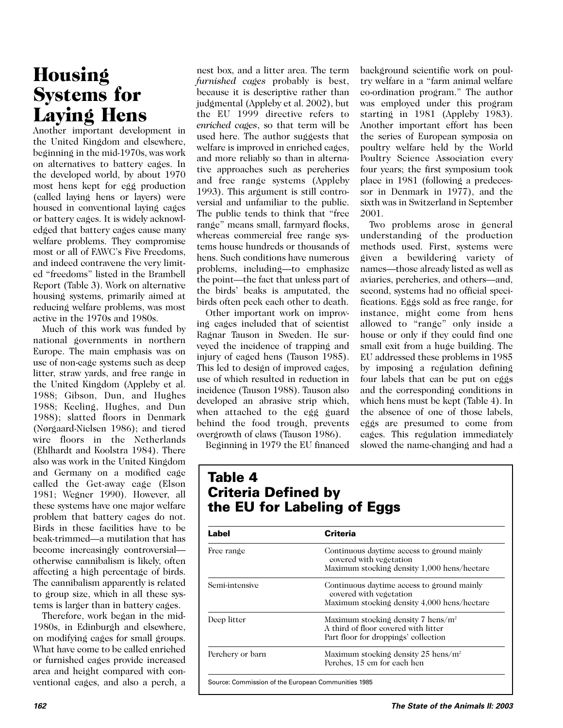# Housing Systems for Laying Hens

Another important development in the United Kingdom and elsewhere, beginning in the mid-1970s, was work on alternatives to battery cages. In the developed world, by about 1970 most hens kept for egg production (called laying hens or layers) were housed in conventional laying cages or battery cages. It is widely acknowledged that battery cages cause many welfare problems. They compromise most or all of FAWC's Five Freedoms, and indeed contravene the very limited "freedoms" listed in the Brambell Report (Table 3). Work on alternative housing systems, primarily aimed at reducing welfare problems, was most active in the 1970s and 1980s.

Much of this work was funded by national governments in northern Europe. The main emphasis was on use of non-cage systems such as deep litter, straw yards, and free range in the United Kingdom (Appleby et al. 1988; Gibson, Dun, and Hughes 1988; Keeling, Hughes, and Dun 1988); slatted floors in Denmark (Nørgaard-Nielsen 1986); and tiered wire floors in the Netherlands (Ehlhardt and Koolstra 1984). There also was work in the United Kingdom and Germany on a modified cage called the Get-away cage (Elson 1981; Wegner 1990). However, all these systems have one major welfare problem that battery cages do not. Birds in these facilities have to be beak-trimmed—a mutilation that has become increasingly controversial—otherwise cannibalism is likely, often affecting a high percentage of birds. The cannibalism apparently is related to group size, which in all these systems is larger than in battery cages.

Therefore, work began in the mid-1980s, in Edinburgh and elsewhere, on modifying cages for small groups. What have come to be called enriched or furnished cages provide increased area and height compared with conventional cages, and also a perch, a nest box, and a litter area. The term *furnished cages* probably is best, because it is descriptive rather than judgmental (Appleby et al. 2002), but the EU 1999 directive refers to *enriched cages*, so that term will be used here. The author suggests that welfare is improved in enriched cages, and more reliably so than in alternative approaches such as percheries and free range systems (Appleby 1993). This argument is still controversial and unfamiliar to the public. The public tends to think that "free range" means small, farmyard flocks, whereas commercial free range systems house hundreds or thousands of hens. Such conditions have numerous problems, including—to emphasize the point—the fact that unless part of the birds' beaks is amputated, the birds often peck each other to death.

Other important work on improving cages included that of scientist Ragnar Tauson in Sweden. He surveyed the incidence of trapping and injury of caged hens (Tauson 1985). This led to design of improved cages, use of which resulted in reduction in incidence (Tauson 1988). Tauson also developed an abrasive strip which, when attached to the egg guard behind the food trough, prevents overgrowth of claws (Tauson 1986).

Beginning in 1979 the EU financed background scientific work on poultry welfare in a "farm animal welfare co-ordination program." The author was employed under this program starting in 1981 (Appleby 1983). Another important effort has been the series of European symposia on poultry welfare held by the World Poultry Science Association every four years; the first symposium took place in 1981 (following a predecessor in Denmark in 1977), and the sixth was in Switzerland in September 2001.

Two problems arose in general understanding of the production methods used. First, systems were given a bewildering variety of names—those already listed as well as aviaries, percheries, and others—and, second, systems had no official specifications. Eggs sold as free range, for instance, might come from hens allowed to "range" only inside a house or only if they could find one small exit from a huge building. The EU addressed these problems in 1985 by imposing a regulation defining four labels that can be put on eggs and the corresponding conditions in which hens must be kept (Table 4). In the absence of one of those labels, eggs are presumed to come from cages. This regulation immediately slowed the name-changing and had a

## Table 4 Criteria Defined by the EU for Labeling of Eggs

| Label | Criteria |
|---|---|
| Free range | Continuous daytime access to ground mainly covered with vegetation<br>Maximum stocking density 1,000 hens/hectare |
| Semi-intensive | Continuous daytime access to ground mainly covered with vegetation<br>Maximum stocking density 4,000 hens/hectare |
| Deep litter | Maximum stocking density 7 hens/m$^2$<br>A third of floor covered with litter<br>Part floor for droppings' collection |
| Perchery or barn | Maximum stocking density 25 hens/m$^2$<br>Perches, 15 cm for each hen |

Source: Commission of the European Communities 1985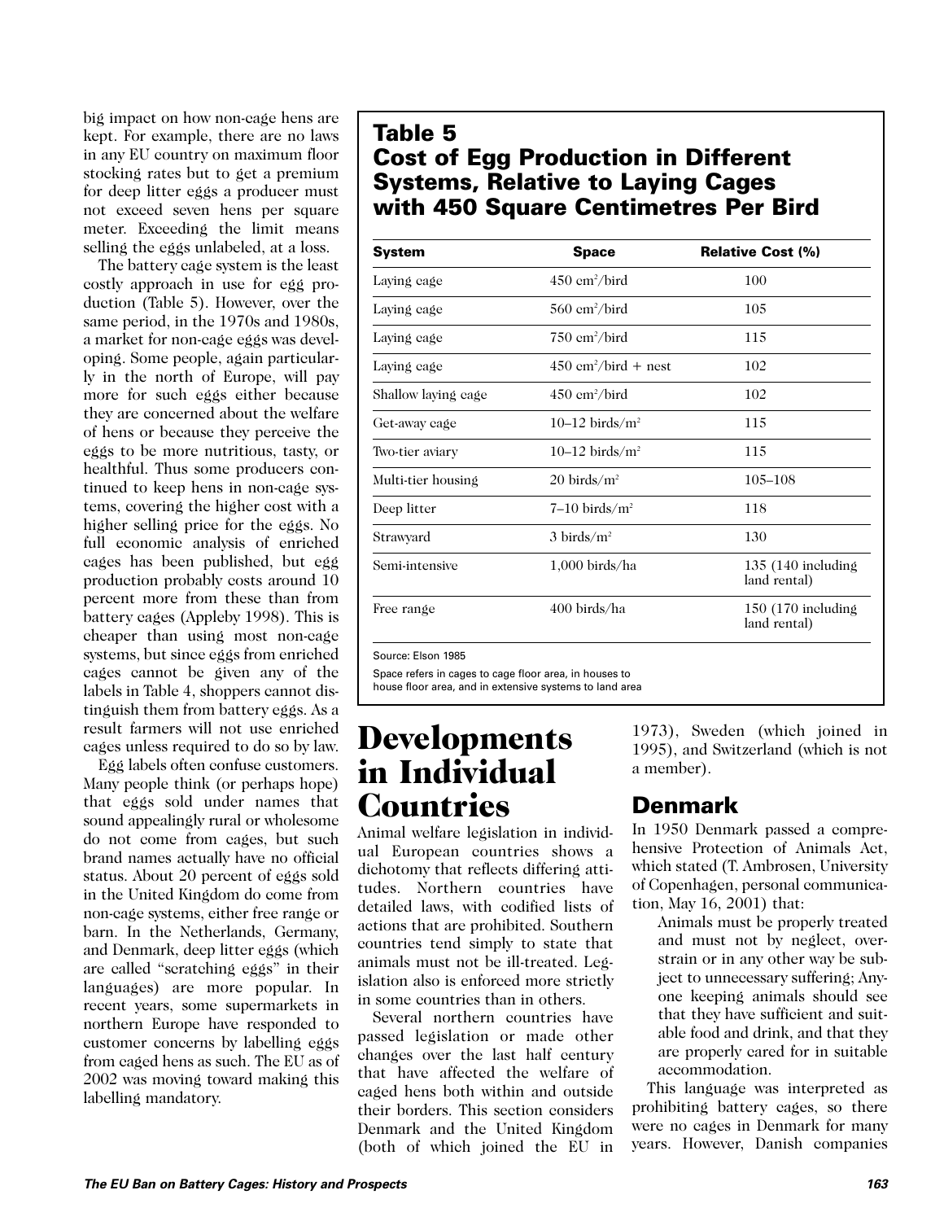big impact on how non-cage hens are kept. For example, there are no laws in any EU country on maximum floor stocking rates but to get a premium for deep litter eggs a producer must not exceed seven hens per square meter. Exceeding the limit means selling the eggs unlabeled, at a loss.

The battery cage system is the least costly approach in use for egg production (Table 5). However, over the same period, in the 1970s and 1980s, a market for non-cage eggs was developing. Some people, again particularly in the north of Europe, will pay more for such eggs either because they are concerned about the welfare of hens or because they perceive the eggs to be more nutritious, tasty, or healthful. Thus some producers continued to keep hens in non-cage systems, covering the higher cost with a higher selling price for the eggs. No full economic analysis of enriched cages has been published, but egg production probably costs around 10 percent more from these than from battery cages (Appleby 1998). This is cheaper than using most non-cage systems, but since eggs from enriched cages cannot be given any of the labels in Table 4, shoppers cannot distinguish them from battery eggs. As a result farmers will not use enriched cages unless required to do so by law.

Egg labels often confuse customers. Many people think (or perhaps hope) that eggs sold under names that sound appealingly rural or wholesome do not come from cages, but such brand names actually have no official status. About 20 percent of eggs sold in the United Kingdom do come from non-cage systems, either free range or barn. In the Netherlands, Germany, and Denmark, deep litter eggs (which are called "scratching eggs" in their languages) are more popular. In recent years, some supermarkets in northern Europe have responded to customer concerns by labelling eggs from caged hens as such. The EU as of 2002 was moving toward making this labelling mandatory.

**Table 5**
**Cost of Egg Production in Different Systems, Relative to Laying Cages with 450 Square Centimetres Per Bird**

| System | Space | Relative Cost (%) |
|---|---|---|
| Laying cage | 450 cm²/bird | 100 |
| Laying cage | 560 cm²/bird | 105 |
| Laying cage | 750 cm²/bird | 115 |
| Laying cage | 450 cm²/bird + nest | 102 |
| Shallow laying cage | 450 cm²/bird | 102 |
| Get-away cage | 10–12 birds/m² | 115 |
| Two-tier aviary | 10–12 birds/m² | 115 |
| Multi-tier housing | 20 birds/m² | 105–108 |
| Deep litter | 7–10 birds/m² | 118 |
| Strawyard | 3 birds/m² | 130 |
| Semi-intensive | 1,000 birds/ha | 135 (140 including land rental) |
| Free range | 400 birds/ha | 150 (170 including land rental) |

Source: Elson 1985

Space refers in cages to cage floor area, in houses to house floor area, and in extensive systems to land area

# Developments in Individual Countries

Animal welfare legislation in individual European countries shows a dichotomy that reflects differing attitudes. Northern countries have detailed laws, with codified lists of actions that are prohibited. Southern countries tend simply to state that animals must not be ill-treated. Legislation also is enforced more strictly in some countries than in others.

Several northern countries have passed legislation or made other changes over the last half century that have affected the welfare of caged hens both within and outside their borders. This section considers Denmark and the United Kingdom (both of which joined the EU in 1973), Sweden (which joined in 1995), and Switzerland (which is not a member).

## Denmark

In 1950 Denmark passed a comprehensive Protection of Animals Act, which stated (T. Ambrosen, University of Copenhagen, personal communication, May 16, 2001) that:

> Animals must be properly treated and must not by neglect, overstrain or in any other way be subject to unnecessary suffering; Anyone keeping animals should see that they have sufficient and suitable food and drink, and that they are properly cared for in suitable accommodation.

This language was interpreted as prohibiting battery cages, so there were no cages in Denmark for many years. However, Danish companies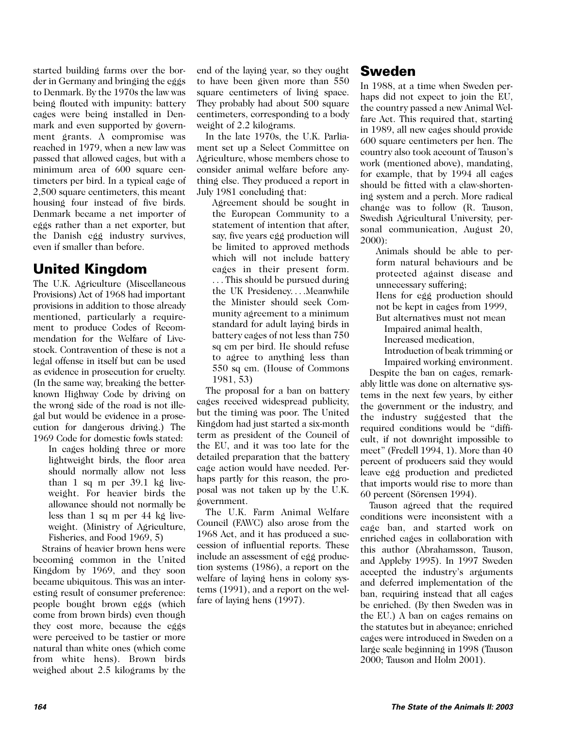started building farms over the border in Germany and bringing the eggs to Denmark. By the 1970s the law was being flouted with impunity: battery cages were being installed in Denmark and even supported by government grants. A compromise was reached in 1979, when a new law was passed that allowed cages, but with a minimum area of 600 square centimeters per bird. In a typical cage of 2,500 square centimeters, this meant housing four instead of five birds. Denmark became a net importer of eggs rather than a net exporter, but the Danish egg industry survives, even if smaller than before.

## United Kingdom

The U.K. Agriculture (Miscellaneous Provisions) Act of 1968 had important provisions in addition to those already mentioned, particularly a requirement to produce Codes of Recommendation for the Welfare of Livestock. Contravention of these is not a legal offense in itself but can be used as evidence in prosecution for cruelty. (In the same way, breaking the better-known Highway Code by driving on the wrong side of the road is not illegal but would be evidence in a prosecution for dangerous driving.) The 1969 Code for domestic fowls stated:

> In cages holding three or more lightweight birds, the floor area should normally allow not less than 1 sq m per 39.1 kg liveweight. For heavier birds the allowance should not normally be less than 1 sq m per 44 kg liveweight. (Ministry of Agriculture, Fisheries, and Food 1969, 5)

Strains of heavier brown hens were becoming common in the United Kingdom by 1969, and they soon became ubiquitous. This was an interesting result of consumer preference: people bought brown eggs (which come from brown birds) even though they cost more, because the eggs were perceived to be tastier or more natural than white ones (which come from white hens). Brown birds weighed about 2.5 kilograms by the end of the laying year, so they ought to have been given more than 550 square centimeters of living space. They probably had about 500 square centimeters, corresponding to a body weight of 2.2 kilograms.

In the late 1970s, the U.K. Parliament set up a Select Committee on Agriculture, whose members chose to consider animal welfare before anything else. They produced a report in July 1981 concluding that:

> Agreement should be sought in the European Community to a statement of intention that after, say, five years egg production will be limited to approved methods which will not include battery cages in their present form. . . . This should be pursued during the UK Presidency. . . . Meanwhile the Minister should seek Community agreement to a minimum standard for adult laying birds in battery cages of not less than 750 sq cm per bird. He should refuse to agree to anything less than 550 sq cm. (House of Commons 1981, 53)

The proposal for a ban on battery cages received widespread publicity, but the timing was poor. The United Kingdom had just started a six-month term as president of the Council of the EU, and it was too late for the detailed preparation that the battery cage action would have needed. Perhaps partly for this reason, the proposal was not taken up by the U.K. government.

The U.K. Farm Animal Welfare Council (FAWC) also arose from the 1968 Act, and it has produced a succession of influential reports. These include an assessment of egg production systems (1986), a report on the welfare of laying hens in colony systems (1991), and a report on the welfare of laying hens (1997).

## Sweden

In 1988, at a time when Sweden perhaps did not expect to join the EU, the country passed a new Animal Welfare Act. This required that, starting in 1989, all new cages should provide 600 square centimeters per hen. The country also took account of Tauson's work (mentioned above), mandating, for example, that by 1994 all cages should be fitted with a claw-shortening system and a perch. More radical change was to follow (R. Tauson, Swedish Agricultural University, personal communication, August 20, 2000):

> Animals should be able to perform natural behaviours and be protected against disease and unnecessary suffering;
> Hens for egg production should not be kept in cages from 1999,
> But alternatives must not mean
> Impaired animal health,
> Increased medication,
> Introduction of beak trimming or
> Impaired working environment.

Despite the ban on cages, remarkably little was done on alternative systems in the next few years, by either the government or the industry, and the industry suggested that the required conditions would be "difficult, if not downright impossible to meet" (Fredell 1994, 1). More than 40 percent of producers said they would leave egg production and predicted that imports would rise to more than 60 percent (Sörensen 1994).

Tauson agreed that the required conditions were inconsistent with a cage ban, and started work on enriched cages in collaboration with this author (Abrahamsson, Tauson, and Appleby 1995). In 1997 Sweden accepted the industry's arguments and deferred implementation of the ban, requiring instead that all cages be enriched. (By then Sweden was in the EU.) A ban on cages remains on the statutes but in abeyance; enriched cages were introduced in Sweden on a large scale beginning in 1998 (Tauson 2000; Tauson and Holm 2001).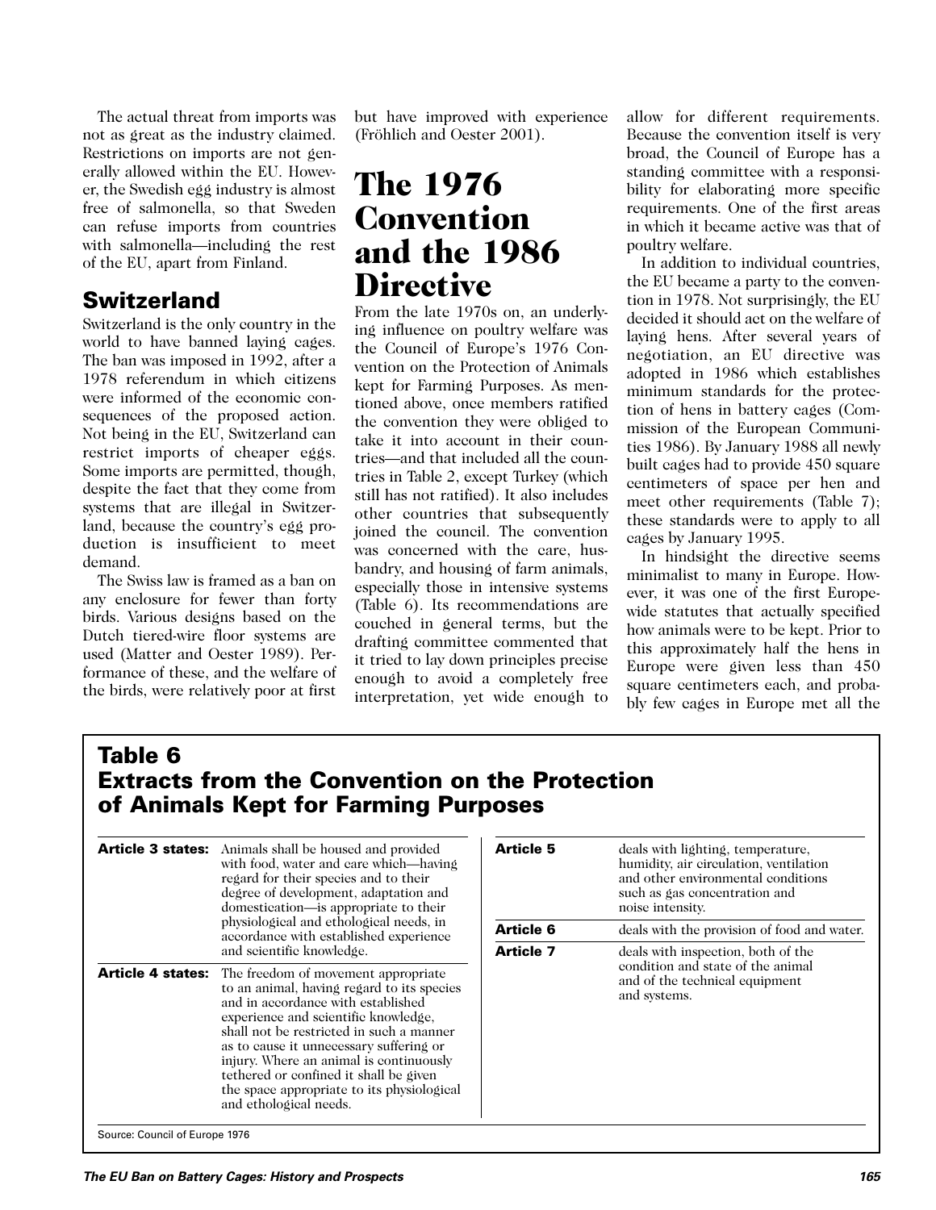The actual threat from imports was not as great as the industry claimed. Restrictions on imports are not generally allowed within the EU. However, the Swedish egg industry is almost free of salmonella, so that Sweden can refuse imports from countries with salmonella—including the rest of the EU, apart from Finland.

## Switzerland

Switzerland is the only country in the world to have banned laying cages. The ban was imposed in 1992, after a 1978 referendum in which citizens were informed of the economic consequences of the proposed action. Not being in the EU, Switzerland can restrict imports of cheaper eggs. Some imports are permitted, though, despite the fact that they come from systems that are illegal in Switzerland, because the country's egg production is insufficient to meet demand.

The Swiss law is framed as a ban on any enclosure for fewer than forty birds. Various designs based on the Dutch tiered-wire floor systems are used (Matter and Oester 1989). Performance of these, and the welfare of the birds, were relatively poor at first but have improved with experience (Fröhlich and Oester 2001).

# The 1976 Convention and the 1986 Directive

From the late 1970s on, an underlying influence on poultry welfare was the Council of Europe's 1976 Convention on the Protection of Animals kept for Farming Purposes. As mentioned above, once members ratified the convention they were obliged to take it into account in their countries—and that included all the countries in Table 2, except Turkey (which still has not ratified). It also includes other countries that subsequently joined the council. The convention was concerned with the care, husbandry, and housing of farm animals, especially those in intensive systems (Table 6). Its recommendations are couched in general terms, but the drafting committee commented that it tried to lay down principles precise enough to avoid a completely free interpretation, yet wide enough to allow for different requirements. Because the convention itself is very broad, the Council of Europe has a standing committee with a responsibility for elaborating more specific requirements. One of the first areas in which it became active was that of poultry welfare.

In addition to individual countries, the EU became a party to the convention in 1978. Not surprisingly, the EU decided it should act on the welfare of laying hens. After several years of negotiation, an EU directive was adopted in 1986 which establishes minimum standards for the protection of hens in battery cages (Commission of the European Communities 1986). By January 1988 all newly built cages had to provide 450 square centimeters of space per hen and meet other requirements (Table 7); these standards were to apply to all cages by January 1995.

In hindsight the directive seems minimalist to many in Europe. However, it was one of the first Europe-wide statutes that actually specified how animals were to be kept. Prior to this approximately half the hens in Europe were given less than 450 square centimeters each, and probably few cages in Europe met all the

## Table 6
## Extracts from the Convention on the Protection of Animals Kept for Farming Purposes

| Article | Content |
|---|---|
| **Article 3 states:** | Animals shall be housed and provided with food, water and care which—having regard for their species and to their degree of development, adaptation and domestication—is appropriate to their physiological and ethological needs, in accordance with established experience and scientific knowledge. |
| **Article 4 states:** | The freedom of movement appropriate to an animal, having regard to its species and in accordance with established experience and scientific knowledge, shall not be restricted in such a manner as to cause it unnecessary suffering or injury. Where an animal is continuously tethered or confined it shall be given the space appropriate to its physiological and ethological needs. |
| **Article 5** | deals with lighting, temperature, humidity, air circulation, ventilation and other environmental conditions such as gas concentration and noise intensity. |
| **Article 6** | deals with the provision of food and water. |
| **Article 7** | deals with inspection, both of the condition and state of the animal and of the technical equipment and systems. |

Source: Council of Europe 1976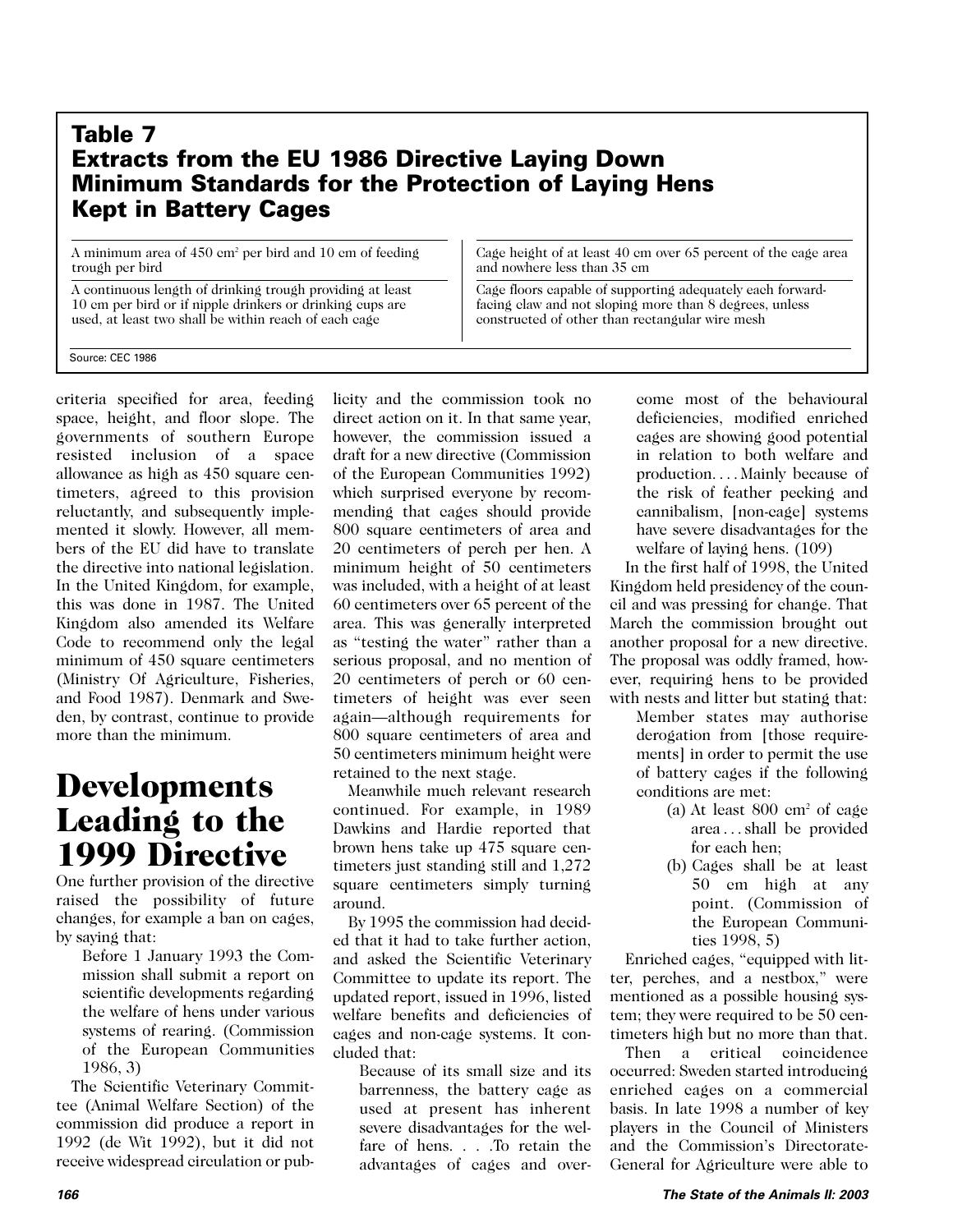## Table 7
## Extracts from the EU 1986 Directive Laying Down Minimum Standards for the Protection of Laying Hens Kept in Battery Cages

| | |
|---|---|
| A minimum area of 450 cm² per bird and 10 cm of feeding trough per bird | Cage height of at least 40 cm over 65 percent of the cage area and nowhere less than 35 cm |
| A continuous length of drinking trough providing at least 10 cm per bird or if nipple drinkers or drinking cups are used, at least two shall be within reach of each cage | Cage floors capable of supporting adequately each forward-facing claw and not sloping more than 8 degrees, unless constructed of other than rectangular wire mesh |

Source: CEC 1986

criteria specified for area, feeding space, height, and floor slope. The governments of southern Europe resisted inclusion of a space allowance as high as 450 square centimeters, agreed to this provision reluctantly, and subsequently implemented it slowly. However, all members of the EU did have to translate the directive into national legislation. In the United Kingdom, for example, this was done in 1987. The United Kingdom also amended its Welfare Code to recommend only the legal minimum of 450 square centimeters (Ministry Of Agriculture, Fisheries, and Food 1987). Denmark and Sweden, by contrast, continue to provide more than the minimum.

# Developments Leading to the 1999 Directive

One further provision of the directive raised the possibility of future changes, for example a ban on cages, by saying that:

> Before 1 January 1993 the Commission shall submit a report on scientific developments regarding the welfare of hens under various systems of rearing. (Commission of the European Communities 1986, 3)

The Scientific Veterinary Committee (Animal Welfare Section) of the commission did produce a report in 1992 (de Wit 1992), but it did not receive widespread circulation or publicity and the commission took no direct action on it. In that same year, however, the commission issued a draft for a new directive (Commission of the European Communities 1992) which surprised everyone by recommending that cages should provide 800 square centimeters of area and 20 centimeters of perch per hen. A minimum height of 50 centimeters was included, with a height of at least 60 centimeters over 65 percent of the area. This was generally interpreted as "testing the water" rather than a serious proposal, and no mention of 20 centimeters of perch or 60 centimeters of height was ever seen again—although requirements for 800 square centimeters of area and 50 centimeters minimum height were retained to the next stage.

Meanwhile much relevant research continued. For example, in 1989 Dawkins and Hardie reported that brown hens take up 475 square centimeters just standing still and 1,272 square centimeters simply turning around.

By 1995 the commission had decided that it had to take further action, and asked the Scientific Veterinary Committee to update its report. The updated report, issued in 1996, listed welfare benefits and deficiencies of cages and non-cage systems. It concluded that:

> Because of its small size and its barrenness, the battery cage as used at present has inherent severe disadvantages for the welfare of hens. . . .To retain the advantages of cages and overcome most of the behavioural deficiencies, modified enriched cages are showing good potential in relation to both welfare and production. . . . Mainly because of the risk of feather pecking and cannibalism, [non-cage] systems have severe disadvantages for the welfare of laying hens. (109)

In the first half of 1998, the United Kingdom held presidency of the council and was pressing for change. That March the commission brought out another proposal for a new directive. The proposal was oddly framed, however, requiring hens to be provided with nests and litter but stating that:

> Member states may authorise derogation from [those requirements] in order to permit the use of battery cages if the following conditions are met:
>
> (a) At least 800 cm² of cage area . . . shall be provided for each hen;
>
> (b) Cages shall be at least 50 cm high at any point. (Commission of the European Communities 1998, 5)

Enriched cages, "equipped with litter, perches, and a nestbox," were mentioned as a possible housing system; they were required to be 50 centimeters high but no more than that.

Then a critical coincidence occurred: Sweden started introducing enriched cages on a commercial basis. In late 1998 a number of key players in the Council of Ministers and the Commission's Directorate-General for Agriculture were able to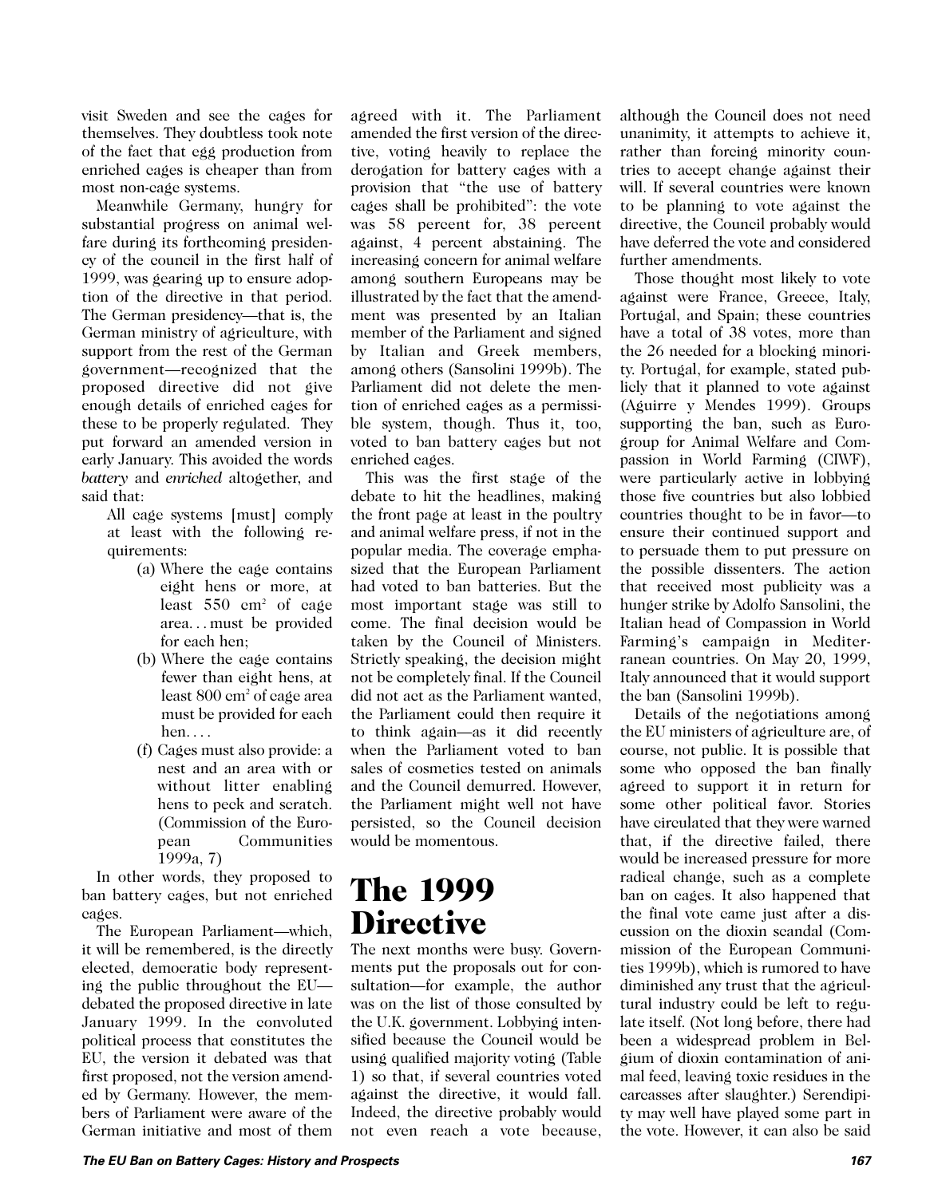visit Sweden and see the cages for themselves. They doubtless took note of the fact that egg production from enriched cages is cheaper than from most non-cage systems.

Meanwhile Germany, hungry for substantial progress on animal welfare during its forthcoming presidency of the council in the first half of 1999, was gearing up to ensure adoption of the directive in that period. The German presidency—that is, the German ministry of agriculture, with support from the rest of the German government—recognized that the proposed directive did not give enough details of enriched cages for these to be properly regulated. They put forward an amended version in early January. This avoided the words *battery* and *enriched* altogether, and said that:

> All cage systems [must] comply at least with the following requirements:
>
> (a) Where the cage contains eight hens or more, at least 550 $cm^2$ of cage area. . . must be provided for each hen;
>
> (b) Where the cage contains fewer than eight hens, at least 800 $cm^2$ of cage area must be provided for each hen. . . .
>
> (f) Cages must also provide: a nest and an area with or without litter enabling hens to peck and scratch. (Commission of the European Communities 1999a, 7)

In other words, they proposed to ban battery cages, but not enriched cages.

The European Parliament—which, it will be remembered, is the directly elected, democratic body representing the public throughout the EU—debated the proposed directive in late January 1999. In the convoluted political process that constitutes the EU, the version it debated was that first proposed, not the version amended by Germany. However, the members of Parliament were aware of the German initiative and most of them agreed with it. The Parliament amended the first version of the directive, voting heavily to replace the derogation for battery cages with a provision that "the use of battery cages shall be prohibited": the vote was 58 percent for, 38 percent against, 4 percent abstaining. The increasing concern for animal welfare among southern Europeans may be illustrated by the fact that the amendment was presented by an Italian member of the Parliament and signed by Italian and Greek members, among others (Sansolini 1999b). The Parliament did not delete the mention of enriched cages as a permissible system, though. Thus it, too, voted to ban battery cages but not enriched cages.

This was the first stage of the debate to hit the headlines, making the front page at least in the poultry and animal welfare press, if not in the popular media. The coverage emphasized that the European Parliament had voted to ban batteries. But the most important stage was still to come. The final decision would be taken by the Council of Ministers. Strictly speaking, the decision might not be completely final. If the Council did not act as the Parliament wanted, the Parliament could then require it to think again—as it did recently when the Parliament voted to ban sales of cosmetics tested on animals and the Council demurred. However, the Parliament might well not have persisted, so the Council decision would be momentous.

## The 1999 Directive

The next months were busy. Governments put the proposals out for consultation—for example, the author was on the list of those consulted by the U.K. government. Lobbying intensified because the Council would be using qualified majority voting (Table 1) so that, if several countries voted against the directive, it would fall. Indeed, the directive probably would not even reach a vote because, although the Council does not need unanimity, it attempts to achieve it, rather than forcing minority countries to accept change against their will. If several countries were known to be planning to vote against the directive, the Council probably would have deferred the vote and considered further amendments.

Those thought most likely to vote against were France, Greece, Italy, Portugal, and Spain; these countries have a total of 38 votes, more than the 26 needed for a blocking minority. Portugal, for example, stated publicly that it planned to vote against (Aguirre y Mendes 1999). Groups supporting the ban, such as Eurogroup for Animal Welfare and Compassion in World Farming (CIWF), were particularly active in lobbying those five countries but also lobbied countries thought to be in favor—to ensure their continued support and to persuade them to put pressure on the possible dissenters. The action that received most publicity was a hunger strike by Adolfo Sansolini, the Italian head of Compassion in World Farming's campaign in Mediterranean countries. On May 20, 1999, Italy announced that it would support the ban (Sansolini 1999b).

Details of the negotiations among the EU ministers of agriculture are, of course, not public. It is possible that some who opposed the ban finally agreed to support it in return for some other political favor. Stories have circulated that they were warned that, if the directive failed, there would be increased pressure for more radical change, such as a complete ban on cages. It also happened that the final vote came just after a discussion on the dioxin scandal (Commission of the European Communities 1999b), which is rumored to have diminished any trust that the agricultural industry could be left to regulate itself. (Not long before, there had been a widespread problem in Belgium of dioxin contamination of animal feed, leaving toxic residues in the carcasses after slaughter.) Serendipity may well have played some part in the vote. However, it can also be said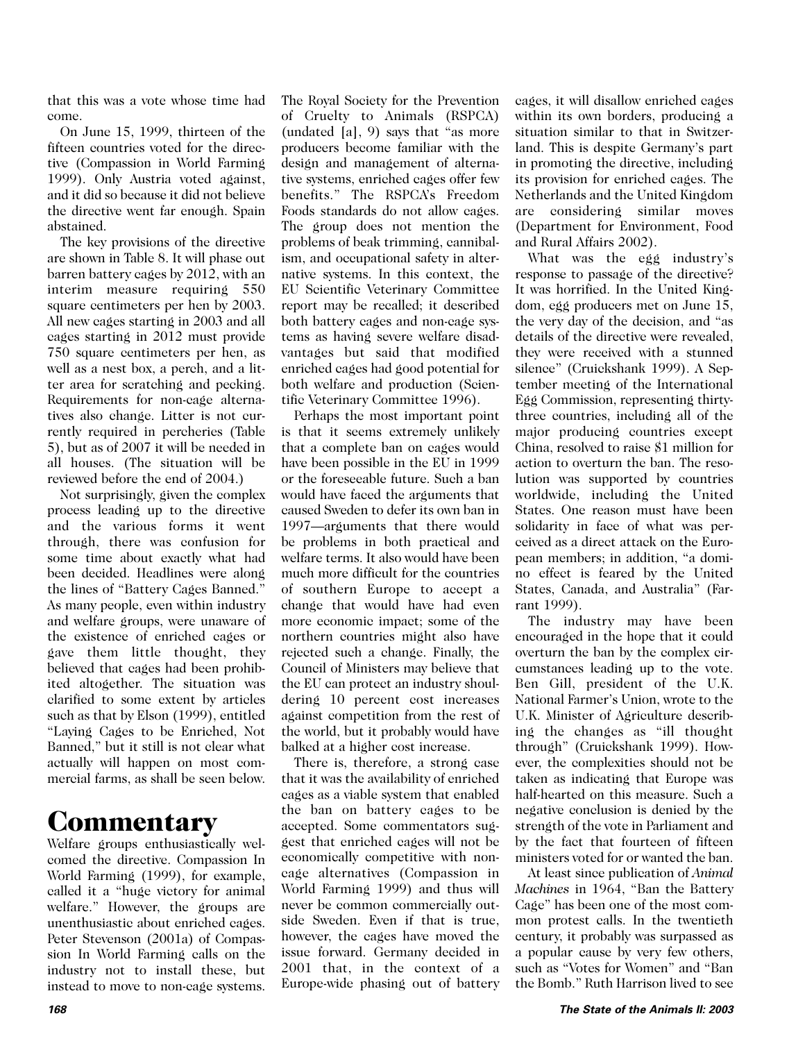that this was a vote whose time had come.

On June 15, 1999, thirteen of the fifteen countries voted for the directive (Compassion in World Farming 1999). Only Austria voted against, and it did so because it did not believe the directive went far enough. Spain abstained.

The key provisions of the directive are shown in Table 8. It will phase out barren battery cages by 2012, with an interim measure requiring 550 square centimeters per hen by 2003. All new cages starting in 2003 and all cages starting in 2012 must provide 750 square centimeters per hen, as well as a nest box, a perch, and a litter area for scratching and pecking. Requirements for non-cage alternatives also change. Litter is not currently required in percheries (Table 5), but as of 2007 it will be needed in all houses. (The situation will be reviewed before the end of 2004.)

Not surprisingly, given the complex process leading up to the directive and the various forms it went through, there was confusion for some time about exactly what had been decided. Headlines were along the lines of "Battery Cages Banned." As many people, even within industry and welfare groups, were unaware of the existence of enriched cages or gave them little thought, they believed that cages had been prohibited altogether. The situation was clarified to some extent by articles such as that by Elson (1999), entitled "Laying Cages to be Enriched, Not Banned," but it still is not clear what actually will happen on most commercial farms, as shall be seen below.

# Commentary

Welfare groups enthusiastically welcomed the directive. Compassion In World Farming (1999), for example, called it a "huge victory for animal welfare." However, the groups are unenthusiastic about enriched cages. Peter Stevenson (2001a) of Compassion In World Farming calls on the industry not to install these, but instead to move to non-cage systems. The Royal Society for the Prevention of Cruelty to Animals (RSPCA) (undated [a], 9) says that "as more producers become familiar with the design and management of alternative systems, enriched cages offer few benefits." The RSPCA's Freedom Foods standards do not allow cages. The group does not mention the problems of beak trimming, cannibalism, and occupational safety in alternative systems. In this context, the EU Scientific Veterinary Committee report may be recalled; it described both battery cages and non-cage systems as having severe welfare disadvantages but said that modified enriched cages had good potential for both welfare and production (Scientific Veterinary Committee 1996).

Perhaps the most important point is that it seems extremely unlikely that a complete ban on cages would have been possible in the EU in 1999 or the foreseeable future. Such a ban would have faced the arguments that caused Sweden to defer its own ban in 1997—arguments that there would be problems in both practical and welfare terms. It also would have been much more difficult for the countries of southern Europe to accept a change that would have had even more economic impact; some of the northern countries might also have rejected such a change. Finally, the Council of Ministers may believe that the EU can protect an industry shouldering 10 percent cost increases against competition from the rest of the world, but it probably would have balked at a higher cost increase.

There is, therefore, a strong case that it was the availability of enriched cages as a viable system that enabled the ban on battery cages to be accepted. Some commentators suggest that enriched cages will not be economically competitive with non-cage alternatives (Compassion in World Farming 1999) and thus will never be common commercially outside Sweden. Even if that is true, however, the cages have moved the issue forward. Germany decided in 2001 that, in the context of a Europe-wide phasing out of battery cages, it will disallow enriched cages within its own borders, producing a situation similar to that in Switzerland. This is despite Germany's part in promoting the directive, including its provision for enriched cages. The Netherlands and the United Kingdom are considering similar moves (Department for Environment, Food and Rural Affairs 2002).

What was the egg industry's response to passage of the directive? It was horrified. In the United Kingdom, egg producers met on June 15, the very day of the decision, and "as details of the directive were revealed, they were received with a stunned silence" (Cruickshank 1999). A September meeting of the International Egg Commission, representing thirty-three countries, including all of the major producing countries except China, resolved to raise $1 million for action to overturn the ban. The resolution was supported by countries worldwide, including the United States. One reason must have been solidarity in face of what was perceived as a direct attack on the European members; in addition, "a domino effect is feared by the United States, Canada, and Australia" (Farrant 1999).

The industry may have been encouraged in the hope that it could overturn the ban by the complex circumstances leading up to the vote. Ben Gill, president of the U.K. National Farmer's Union, wrote to the U.K. Minister of Agriculture describing the changes as "ill thought through" (Cruickshank 1999). However, the complexities should not be taken as indicating that Europe was half-hearted on this measure. Such a negative conclusion is denied by the strength of the vote in Parliament and by the fact that fourteen of fifteen ministers voted for or wanted the ban.

At least since publication of *Animal Machines* in 1964, "Ban the Battery Cage" has been one of the most common protest calls. In the twentieth century, it probably was surpassed as a popular cause by very few others, such as "Votes for Women" and "Ban the Bomb." Ruth Harrison lived to see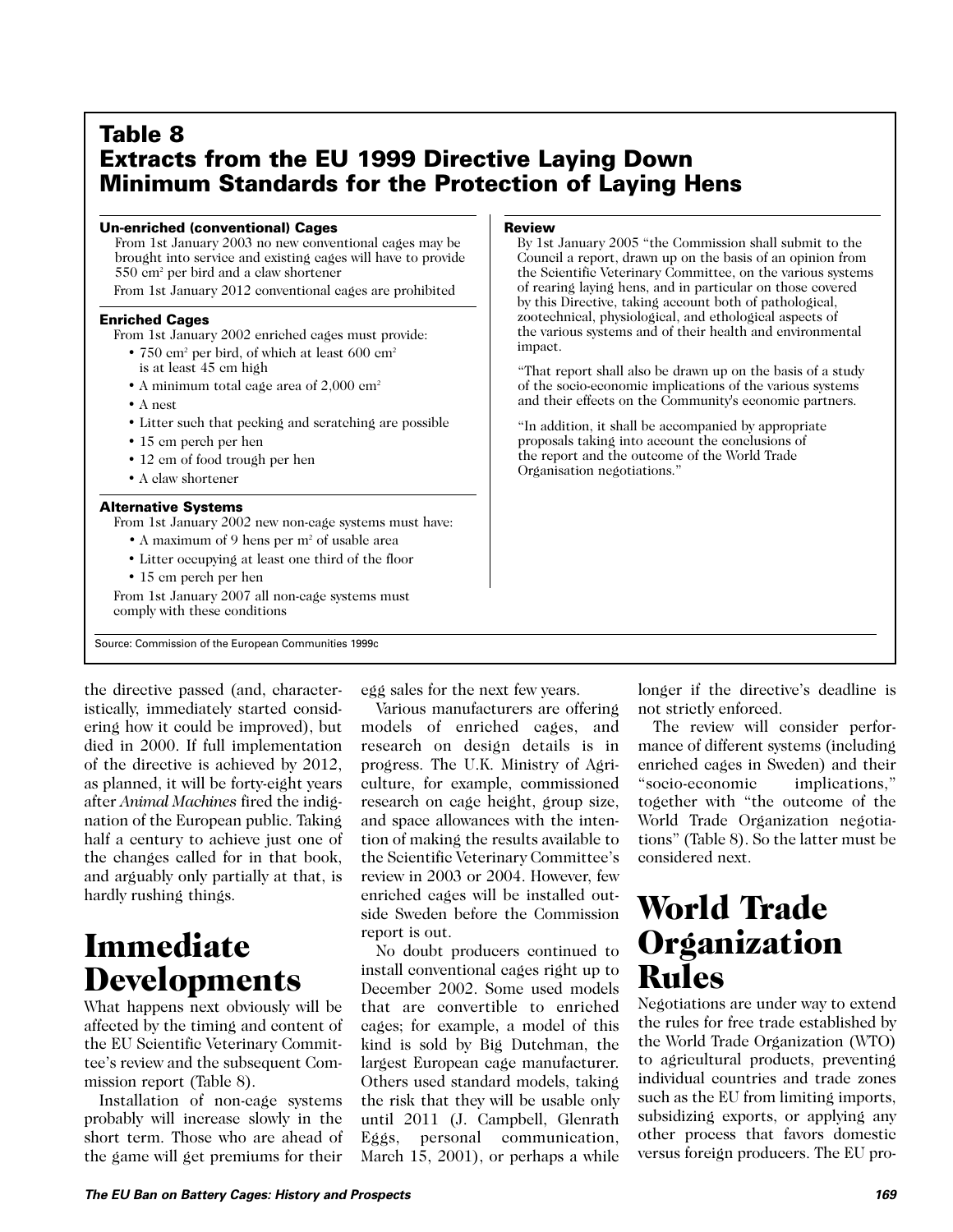## Table 8
## Extracts from the EU 1999 Directive Laying Down Minimum Standards for the Protection of Laying Hens

**Un-enriched (conventional) Cages**

From 1st January 2003 no new conventional cages may be brought into service and existing cages will have to provide 550 cm² per bird and a claw shortener

From 1st January 2012 conventional cages are prohibited

**Enriched Cages**

From 1st January 2002 enriched cages must provide:

- 750 cm² per bird, of which at least 600 cm² is at least 45 cm high
- A minimum total cage area of 2,000 cm²
- A nest
- Litter such that pecking and scratching are possible
- 15 cm perch per hen
- 12 cm of food trough per hen
- A claw shortener

**Alternative Systems**

From 1st January 2002 new non-cage systems must have:

- A maximum of 9 hens per m² of usable area
- Litter occupying at least one third of the floor
- 15 cm perch per hen

From 1st January 2007 all non-cage systems must comply with these conditions

**Review**

By 1st January 2005 "the Commission shall submit to the Council a report, drawn up on the basis of an opinion from the Scientific Veterinary Committee, on the various systems of rearing laying hens, and in particular on those covered by this Directive, taking account both of pathological, zootechnical, physiological, and ethological aspects of the various systems and of their health and environmental impact.

"That report shall also be drawn up on the basis of a study of the socio-economic implications of the various systems and their effects on the Community's economic partners.

"In addition, it shall be accompanied by appropriate proposals taking into account the conclusions of the report and the outcome of the World Trade Organisation negotiations."

Source: Commission of the European Communities 1999c

the directive passed (and, characteristically, immediately started considering how it could be improved), but died in 2000. If full implementation of the directive is achieved by 2012, as planned, it will be forty-eight years after *Animal Machines* fired the indignation of the European public. Taking half a century to achieve just one of the changes called for in that book, and arguably only partially at that, is hardly rushing things.

# Immediate Developments

What happens next obviously will be affected by the timing and content of the EU Scientific Veterinary Committee's review and the subsequent Commission report (Table 8).

Installation of non-cage systems probably will increase slowly in the short term. Those who are ahead of the game will get premiums for their egg sales for the next few years.

Various manufacturers are offering models of enriched cages, and research on design details is in progress. The U.K. Ministry of Agriculture, for example, commissioned research on cage height, group size, and space allowances with the intention of making the results available to the Scientific Veterinary Committee's review in 2003 or 2004. However, few enriched cages will be installed outside Sweden before the Commission report is out.

No doubt producers continued to install conventional cages right up to December 2002. Some used models that are convertible to enriched cages; for example, a model of this kind is sold by Big Dutchman, the largest European cage manufacturer. Others used standard models, taking the risk that they will be usable only until 2011 (J. Campbell, Glenrath Eggs, personal communication, March 15, 2001), or perhaps a while longer if the directive's deadline is not strictly enforced.

The review will consider performance of different systems (including enriched cages in Sweden) and their "socio-economic implications," together with "the outcome of the World Trade Organization negotiations" (Table 8). So the latter must be considered next.

# World Trade Organization Rules

Negotiations are under way to extend the rules for free trade established by the World Trade Organization (WTO) to agricultural products, preventing individual countries and trade zones such as the EU from limiting imports, subsidizing exports, or applying any other process that favors domestic versus foreign producers. The EU pro-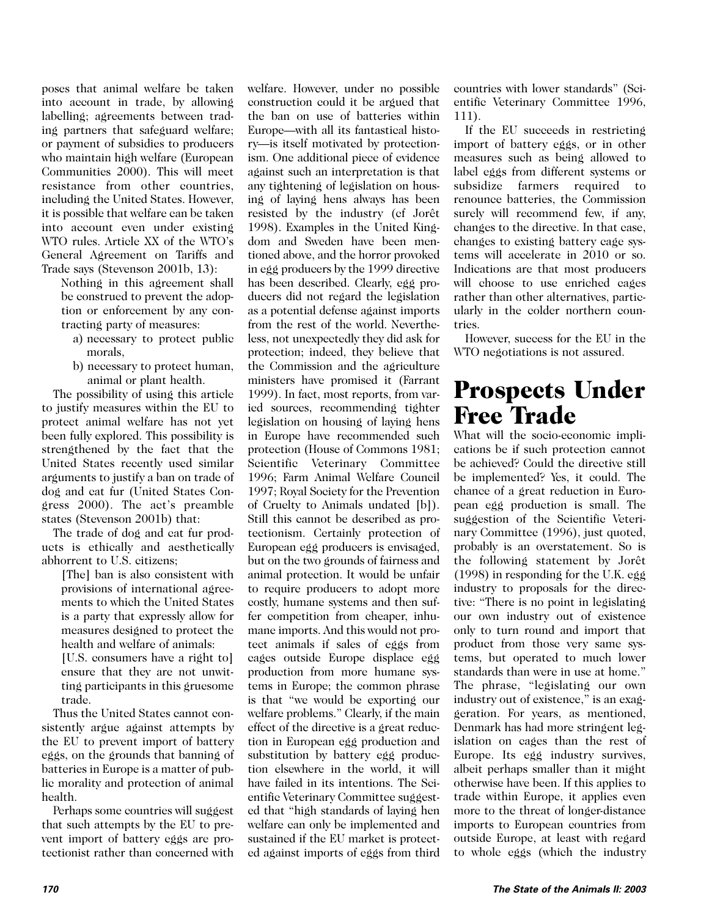poses that animal welfare be taken into account in trade, by allowing labelling; agreements between trading partners that safeguard welfare; or payment of subsidies to producers who maintain high welfare (European Communities 2000). This will meet resistance from other countries, including the United States. However, it is possible that welfare can be taken into account even under existing WTO rules. Article XX of the WTO's General Agreement on Tariffs and Trade says (Stevenson 2001b, 13):

> Nothing in this agreement shall be construed to prevent the adoption or enforcement by any contracting party of measures:
>
> a) necessary to protect public morals,
>
> b) necessary to protect human, animal or plant health.

The possibility of using this article to justify measures within the EU to protect animal welfare has not yet been fully explored. This possibility is strengthened by the fact that the United States recently used similar arguments to justify a ban on trade of dog and cat fur (United States Congress 2000). The act's preamble states (Stevenson 2001b) that:

The trade of dog and cat fur products is ethically and aesthetically abhorrent to U.S. citizens;

> [The] ban is also consistent with provisions of international agreements to which the United States is a party that expressly allow for measures designed to protect the health and welfare of animals:
>
> [U.S. consumers have a right to] ensure that they are not unwitting participants in this gruesome trade.

Thus the United States cannot consistently argue against attempts by the EU to prevent import of battery eggs, on the grounds that banning of batteries in Europe is a matter of public morality and protection of animal health.

Perhaps some countries will suggest that such attempts by the EU to prevent import of battery eggs are protectionist rather than concerned with welfare. However, under no possible construction could it be argued that the ban on use of batteries within Europe—with all its fantastical history—is itself motivated by protectionism. One additional piece of evidence against such an interpretation is that any tightening of legislation on housing of laying hens always has been resisted by the industry (cf Jorêt 1998). Examples in the United Kingdom and Sweden have been mentioned above, and the horror provoked in egg producers by the 1999 directive has been described. Clearly, egg producers did not regard the legislation as a potential defense against imports from the rest of the world. Nevertheless, not unexpectedly they did ask for protection; indeed, they believe that the Commission and the agriculture ministers have promised it (Farrant 1999). In fact, most reports, from varied sources, recommending tighter legislation on housing of laying hens in Europe have recommended such protection (House of Commons 1981; Scientific Veterinary Committee 1996; Farm Animal Welfare Council 1997; Royal Society for the Prevention of Cruelty to Animals undated [b]). Still this cannot be described as protectionism. Certainly protection of European egg producers is envisaged, but on the two grounds of fairness and animal protection. It would be unfair to require producers to adopt more costly, humane systems and then suffer competition from cheaper, inhumane imports. And this would not protect animals if sales of eggs from cages outside Europe displace egg production from more humane systems in Europe; the common phrase is that "we would be exporting our welfare problems." Clearly, if the main effect of the directive is a great reduction in European egg production and substitution by battery egg production elsewhere in the world, it will have failed in its intentions. The Scientific Veterinary Committee suggested that "high standards of laying hen welfare can only be implemented and sustained if the EU market is protected against imports of eggs from third countries with lower standards" (Scientific Veterinary Committee 1996, 111).

If the EU succeeds in restricting import of battery eggs, or in other measures such as being allowed to label eggs from different systems or subsidize farmers required to renounce batteries, the Commission surely will recommend few, if any, changes to the directive. In that case, changes to existing battery cage systems will accelerate in 2010 or so. Indications are that most producers will choose to use enriched cages rather than other alternatives, particularly in the colder northern countries.

However, success for the EU in the WTO negotiations is not assured.

# Prospects Under Free Trade

What will the socio-economic implications be if such protection cannot be achieved? Could the directive still be implemented? Yes, it could. The chance of a great reduction in European egg production is small. The suggestion of the Scientific Veterinary Committee (1996), just quoted, probably is an overstatement. So is the following statement by Jorêt (1998) in responding for the U.K. egg industry to proposals for the directive: "There is no point in legislating our own industry out of existence only to turn round and import that product from those very same systems, but operated to much lower standards than were in use at home." The phrase, "legislating our own industry out of existence," is an exaggeration. For years, as mentioned, Denmark has had more stringent legislation on cages than the rest of Europe. Its egg industry survives, albeit perhaps smaller than it might otherwise have been. If this applies to trade within Europe, it applies even more to the threat of longer-distance imports to European countries from outside Europe, at least with regard to whole eggs (which the industry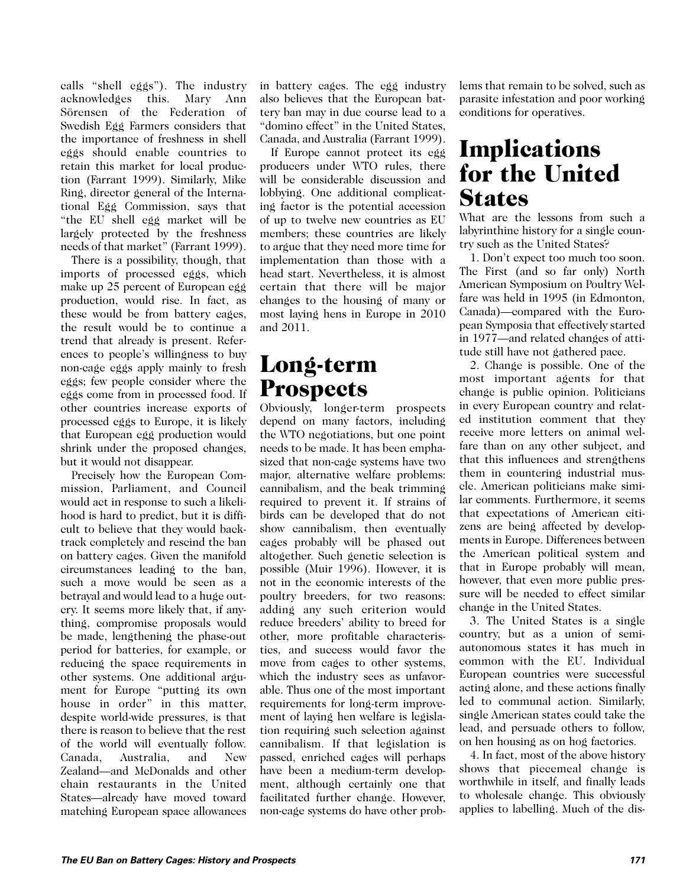calls "shell eggs"). The industry acknowledges this. Mary Ann Sörensen of the Federation of Swedish Egg Farmers considers that the importance of freshness in shell eggs should enable countries to retain this market for local production (Farrant 1999). Similarly, Mike Ring, director general of the International Egg Commission, says that "the EU shell egg market will be largely protected by the freshness needs of that market" (Farrant 1999).

There is a possibility, though, that imports of processed eggs, which make up 25 percent of European egg production, would rise. In fact, as these would be from battery cages, the result would be to continue a trend that already is present. References to people's willingness to buy non-cage eggs apply mainly to fresh eggs; few people consider where the eggs come from in processed food. If other countries increase exports of processed eggs to Europe, it is likely that European egg production would shrink under the proposed changes, but it would not disappear.

Precisely how the European Commission, Parliament, and Council would act in response to such a likelihood is hard to predict, but it is difficult to believe that they would backtrack completely and rescind the ban on battery cages. Given the manifold circumstances leading to the ban, such a move would be seen as a betrayal and would lead to a huge outcry. It seems more likely that, if anything, compromise proposals would be made, lengthening the phase-out period for batteries, for example, or reducing the space requirements in other systems. One additional argument for Europe "putting its own house in order" in this matter, despite world-wide pressures, is that there is reason to believe that the rest of the world will eventually follow. Canada, Australia, and New Zealand—and McDonalds and other chain restaurants in the United States—already have moved toward matching European space allowances in battery cages. The egg industry also believes that the European battery ban may in due course lead to a "domino effect" in the United States, Canada, and Australia (Farrant 1999).

If Europe cannot protect its egg producers under WTO rules, there will be considerable discussion and lobbying. One additional complicating factor is the potential accession of up to twelve new countries as EU members; these countries are likely to argue that they need more time for implementation than those with a head start. Nevertheless, it is almost certain that there will be major changes to the housing of many or most laying hens in Europe in 2010 and 2011.

# Long-term Prospects

Obviously, longer-term prospects depend on many factors, including the WTO negotiations, but one point needs to be made. It has been emphasized that non-cage systems have two major, alternative welfare problems: cannibalism, and the beak trimming required to prevent it. If strains of birds can be developed that do not show cannibalism, then eventually cages probably will be phased out altogether. Such genetic selection is possible (Muir 1996). However, it is not in the economic interests of the poultry breeders, for two reasons: adding any such criterion would reduce breeders' ability to breed for other, more profitable characteristics, and success would favor the move from cages to other systems, which the industry sees as unfavorable. Thus one of the most important requirements for long-term improvement of laying hen welfare is legislation requiring such selection against cannibalism. If that legislation is passed, enriched cages will perhaps have been a medium-term development, although certainly one that facilitated further change. However, non-cage systems do have other problems that remain to be solved, such as parasite infestation and poor working conditions for operatives.

# Implications for the United States

What are the lessons from such a labyrinthine history for a single country such as the United States?

1. Don't expect too much too soon. The First (and so far only) North American Symposium on Poultry Welfare was held in 1995 (in Edmonton, Canada)—compared with the European Symposia that effectively started in 1977—and related changes of attitude still have not gathered pace.

2. Change is possible. One of the most important agents for that change is public opinion. Politicians in every European country and related institution comment that they receive more letters on animal welfare than on any other subject, and that this influences and strengthens them in countering industrial muscle. American politicians make similar comments. Furthermore, it seems that expectations of American citizens are being affected by developments in Europe. Differences between the American political system and that in Europe probably will mean, however, that even more public pressure will be needed to effect similar change in the United States.

3. The United States is a single country, but as a union of semi-autonomous states it has much in common with the EU. Individual European countries were successful acting alone, and these actions finally led to communal action. Similarly, single American states could take the lead, and persuade others to follow, on hen housing as on hog factories.

4. In fact, most of the above history shows that piecemeal change is worthwhile in itself, and finally leads to wholesale change. This obviously applies to labelling. Much of the dis-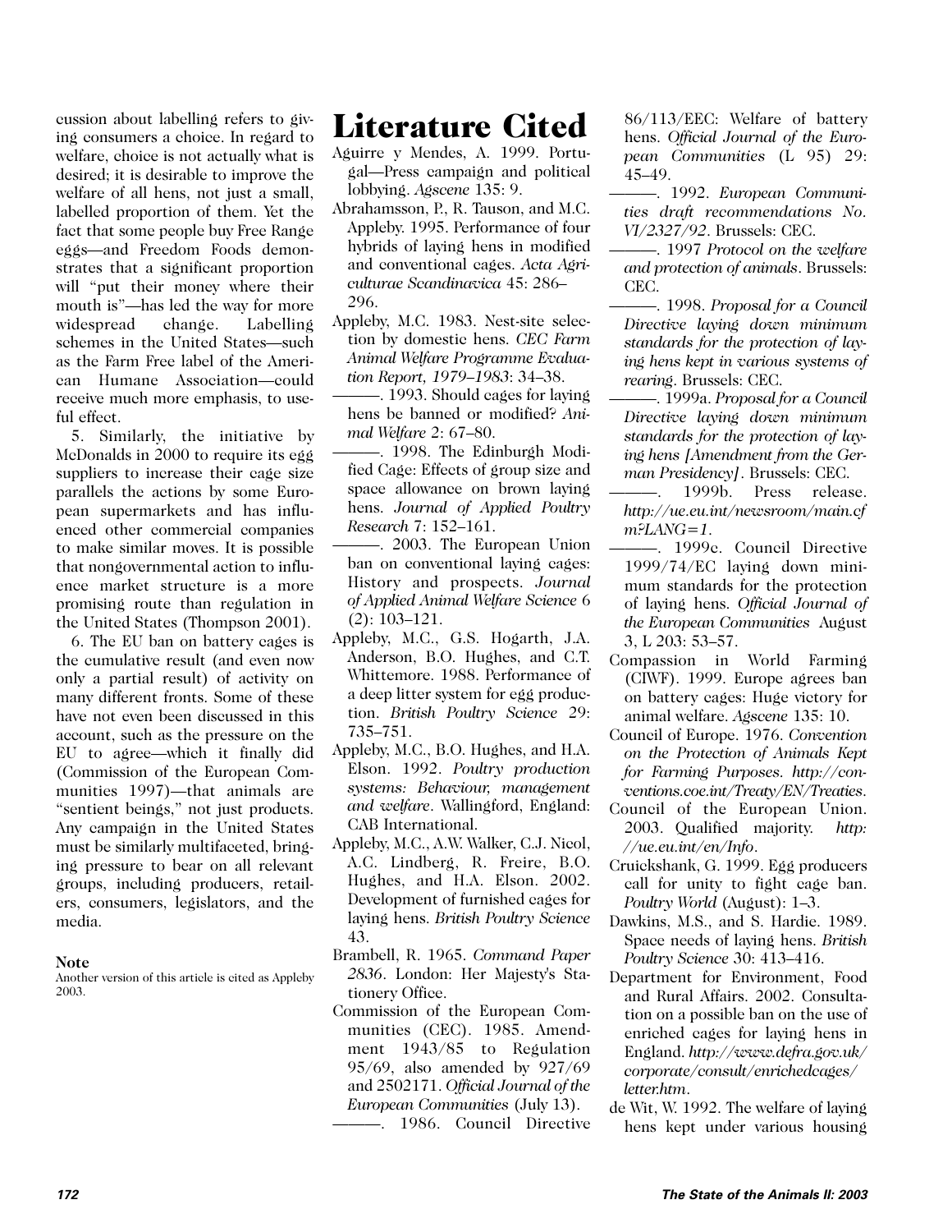cussion about labelling refers to giving consumers a choice. In regard to welfare, choice is not actually what is desired; it is desirable to improve the welfare of all hens, not just a small, labelled proportion of them. Yet the fact that some people buy Free Range eggs—and Freedom Foods demonstrates that a significant proportion will "put their money where their mouth is"—has led the way for more widespread change. Labelling schemes in the United States—such as the Farm Free label of the American Humane Association—could receive much more emphasis, to useful effect.

5. Similarly, the initiative by McDonalds in 2000 to require its egg suppliers to increase their cage size parallels the actions by some European supermarkets and has influenced other commercial companies to make similar moves. It is possible that nongovernmental action to influence market structure is a more promising route than regulation in the United States (Thompson 2001).

6. The EU ban on battery cages is the cumulative result (and even now only a partial result) of activity on many different fronts. Some of these have not even been discussed in this account, such as the pressure on the EU to agree—which it finally did (Commission of the European Communities 1997)—that animals are "sentient beings," not just products. Any campaign in the United States must be similarly multifaceted, bringing pressure to bear on all relevant groups, including producers, retailers, consumers, legislators, and the media.

**Note**

Another version of this article is cited as Appleby 2003.

# Literature Cited

Aguirre y Mendes, A. 1999. Portugal—Press campaign and political lobbying. *Agscene* 135: 9.

Abrahamsson, P., R. Tauson, and M.C. Appleby. 1995. Performance of four hybrids of laying hens in modified and conventional cages. *Acta Agriculturae Scandinavica* 45: 286–296.

Appleby, M.C. 1983. Nest-site selection by domestic hens. *CEC Farm Animal Welfare Programme Evaluation Report, 1979–1983*: 34–38.

———. 1993. Should cages for laying hens be banned or modified? *Animal Welfare* 2: 67–80.

———. 1998. The Edinburgh Modified Cage: Effects of group size and space allowance on brown laying hens. *Journal of Applied Poultry Research* 7: 152–161.

———. 2003. The European Union ban on conventional laying cages: History and prospects. *Journal of Applied Animal Welfare Science* 6 (2): 103–121.

Appleby, M.C., G.S. Hogarth, J.A. Anderson, B.O. Hughes, and C.T. Whittemore. 1988. Performance of a deep litter system for egg production. *British Poultry Science* 29: 735–751.

Appleby, M.C., B.O. Hughes, and H.A. Elson. 1992. *Poultry production systems: Behaviour, management and welfare*. Wallingford, England: CAB International.

Appleby, M.C., A.W. Walker, C.J. Nicol, A.C. Lindberg, R. Freire, B.O. Hughes, and H.A. Elson. 2002. Development of furnished cages for laying hens. *British Poultry Science* 43.

Brambell, R. 1965. *Command Paper 2836*. London: Her Majesty's Stationery Office.

Commission of the European Communities (CEC). 1985. Amendment 1943/85 to Regulation 95/69, also amended by 927/69 and 2502171. *Official Journal of the European Communities* (July 13).

———. 1986. Council Directive 86/113/EEC: Welfare of battery hens. *Official Journal of the European Communities* (L 95) 29: 45–49.

———. 1992. *European Communities draft recommendations No. VI/2327/92*. Brussels: CEC.

———. 1997 *Protocol on the welfare and protection of animals*. Brussels: CEC.

———. 1998. *Proposal for a Council Directive laying down minimum standards for the protection of laying hens kept in various systems of rearing*. Brussels: CEC.

———. 1999a. *Proposal for a Council Directive laying down minimum standards for the protection of laying hens [Amendment from the German Presidency]*. Brussels: CEC.

———. 1999b. Press release. *http://ue.eu.int/newsroom/main.cfm?LANG=1*.

———. 1999c. Council Directive 1999/74/EC laying down minimum standards for the protection of laying hens. *Official Journal of the European Communities* August 3, L 203: 53–57.

Compassion in World Farming (CIWF). 1999. Europe agrees ban on battery cages: Huge victory for animal welfare. *Agscene* 135: 10.

Council of Europe. 1976. *Convention on the Protection of Animals Kept for Farming Purposes*. *http://conventions.coe.int/Treaty/EN/Treaties*.

Council of the European Union. 2003. Qualified majority. *http://ue.eu.int/en/Info*.

Cruickshank, G. 1999. Egg producers call for unity to fight cage ban. *Poultry World* (August): 1–3.

Dawkins, M.S., and S. Hardie. 1989. Space needs of laying hens. *British Poultry Science* 30: 413–416.

Department for Environment, Food and Rural Affairs. 2002. Consultation on a possible ban on the use of enriched cages for laying hens in England. *http://www.defra.gov.uk/corporate/consult/enrichedcages/letter.htm*.

de Wit, W. 1992. The welfare of laying hens kept under various housing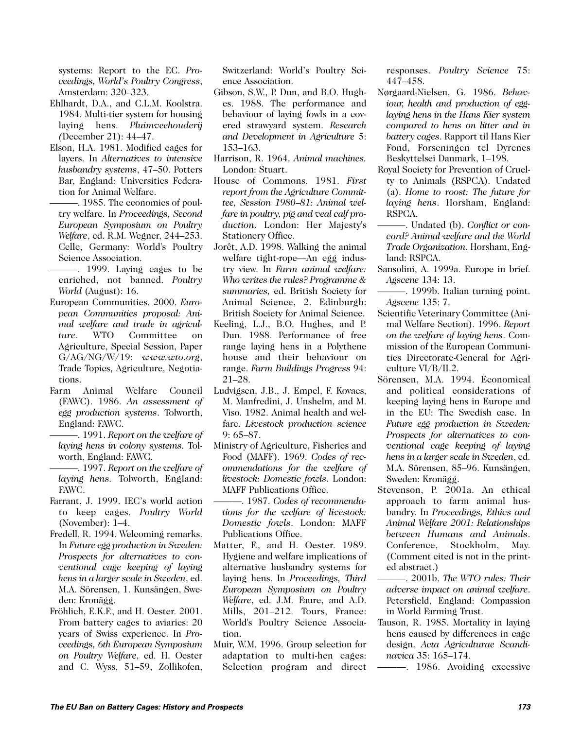systems: Report to the EC. *Proceedings, World's Poultry Congress*, Amsterdam: 320–323.

Ehlhardt, D.A., and C.L.M. Koolstra. 1984. Multi-tier system for housing laying hens. *Pluimveehouderij (*December 21): 44–47.

Elson, H.A. 1981. Modified cages for layers. In *Alternatives to intensive husbandry systems*, 47–50. Potters Bar, England: Universities Federation for Animal Welfare.

———. 1985. The economics of poultry welfare. In *Proceedings, Second European Symposium on Poultry Welfare*, ed. R.M. Wegner, 244–253. Celle, Germany: World's Poultry Science Association.

———. 1999. Laying cages to be enriched, not banned. *Poultry World* (August): 16.

European Communities. 2000. *European Communities proposal: Animal welfare and trade in agriculture*. WTO Committee on Agriculture, Special Session, Paper G/AG/NG/W/19: *www.wto.org*, Trade Topics, Agriculture, Negotiations.

Farm Animal Welfare Council (FAWC). 1986. *An assessment of egg production systems*. Tolworth, England: FAWC.

———. 1991. *Report on the welfare of laying hens in colony systems.* Tolworth, England: FAWC.

———. 1997. *Report on the welfare of laying hens.* Tolworth, England: FAWC.

Farrant, J. 1999. IEC's world action to keep cages. *Poultry World* (November): 1–4.

Fredell, R. 1994. Welcoming remarks. In *Future egg production in Sweden: Prospects for alternatives to conventional cage keeping of laying hens in a larger scale in Sweden*, ed. M.A. Sörensen, 1. Kunsängen, Sweden: Kronägg.

Fröhlich, E.K.F., and H. Oester. 2001. From battery cages to aviaries: 20 years of Swiss experience. In *Proceedings, 6th European Symposium on Poultry Welfare*, ed. H. Oester and C. Wyss, 51–59, Zollikofen, Switzerland: World's Poultry Science Association.

Gibson, S.W., P. Dun, and B.O. Hughes. 1988. The performance and behaviour of laying fowls in a covered strawyard system. *Research and Development in Agriculture* 5: 153–163.

Harrison, R. 1964. *Animal machines.* London: Stuart.

House of Commons. 1981. *First report from the Agriculture Committee, Session 1980–81: Animal welfare in poultry, pig and veal calf production*. London: Her Majesty's Stationery Office.

Jorêt, A.D. 1998. Walking the animal welfare tight-rope—An egg industry view. In *Farm animal welfare: Who writes the rules? Programme & summaries,* ed. British Society for Animal Science, 2. Edinburgh: British Society for Animal Science.

Keeling, L.J., B.O. Hughes, and P. Dun. 1988. Performance of free range laying hens in a Polythene house and their behaviour on range. *Farm Buildings Progress* 94: 21–28.

Ludvigsen, J.B., J. Empel, F. Kovacs, M. Manfredini, J. Unshelm, and M. Viso. 1982. Animal health and welfare. *Livestock production science* 9: 65–87.

Ministry of Agriculture, Fisheries and Food (MAFF). 1969. *Codes of recommendations for the welfare of livestock: Domestic fowls*. London: MAFF Publications Office.

———. 1987. *Codes of recommendations for the welfare of livestock: Domestic fowls*. London: MAFF Publications Office.

Matter, F., and H. Oester. 1989. Hygiene and welfare implications of alternative husbandry systems for laying hens. In *Proceedings, Third European Symposium on Poultry Welfare*, ed. J.M. Faure, and A.D. Mills, 201–212. Tours, France: World's Poultry Science Association.

Muir, W.M. 1996. Group selection for adaptation to multi-hen cages: Selection program and direct responses. *Poultry Science* 75: 447–458.

Nørgaard-Nielsen, G. 1986. *Behaviour, health and production of egg-laying hens in the Hans Kier system compared to hens on litter and in battery cages*. Rapport til Hans Kier Fond, Forseningen tel Dyrenes Beskyttelsei Danmark, 1–198.

Royal Society for Prevention of Cruelty to Animals (RSPCA). Undated (a). *Home to roost: The future for laying hens*. Horsham, England: RSPCA.

———. Undated (b). *Conflict or concord? Animal welfare and the World Trade Organization*. Horsham, England: RSPCA.

Sansolini, A. 1999a. Europe in brief. *Agscene* 134: 13.

———. 1999b. Italian turning point. *Agscene* 135: 7.

Scientific Veterinary Committee (Animal Welfare Section). 1996. *Report on the welfare of laying hens*. Commission of the European Communities Directorate-General for Agriculture VI/B/II.2.

Sörensen, M.A. 1994. Economical and political considerations of keeping laying hens in Europe and in the EU: The Swedish case. In *Future egg production in Sweden: Prospects for alternatives to conventional cage keeping of laying hens in a larger scale in Sweden*, ed. M.A. Sörensen, 85–96. Kunsängen, Sweden: Kronägg.

Stevenson, P. 2001a. An ethical approach to farm animal husbandry. In *Proceedings, Ethics and Animal Welfare 2001: Relationships between Humans and Animals*. Conference, Stockholm, May. (Comment cited is not in the printed abstract.)

———. 2001b. *The WTO rules: Their adverse impact on animal welfare*. Petersfield, England: Compassion in World Farming Trust.

Tauson, R. 1985. Mortality in laying hens caused by differences in cage design. *Acta Agriculturae Scandinavica* 35: 165–174.

———. 1986. Avoiding excessive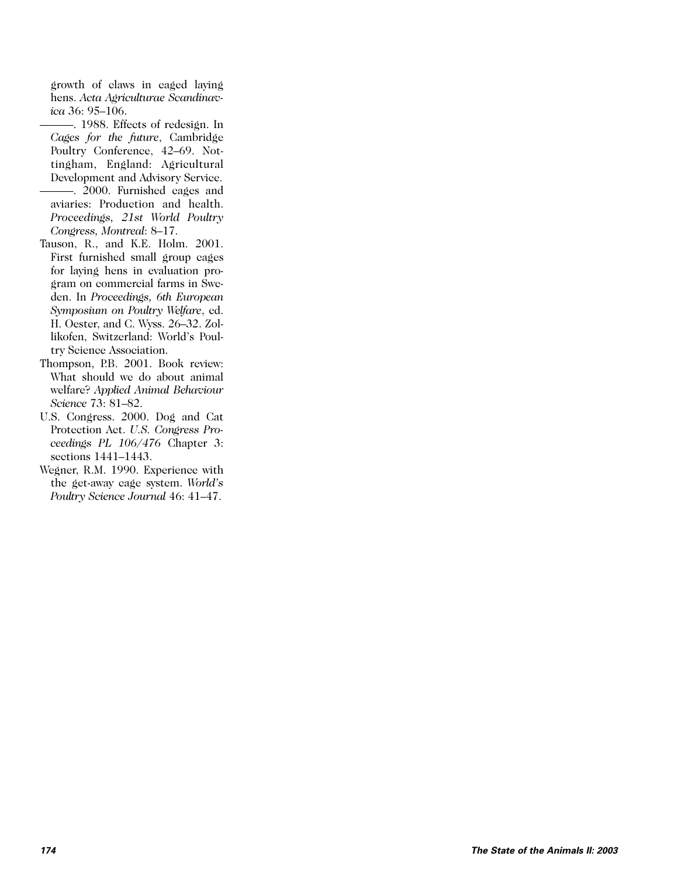growth of claws in caged laying hens. *Acta Agriculturae Scandinavica* 36: 95–106.

———. 1988. Effects of redesign. In *Cages for the future*, Cambridge Poultry Conference, 42–69. Nottingham, England: Agricultural Development and Advisory Service.

———. 2000. Furnished cages and aviaries: Production and health. *Proceedings, 21st World Poultry Congress, Montreal*: 8–17.

Tauson, R., and K.E. Holm. 2001. First furnished small group cages for laying hens in evaluation program on commercial farms in Sweden. In *Proceedings, 6th European Symposium on Poultry Welfare*, ed. H. Oester, and C. Wyss. 26–32. Zollikofen, Switzerland: World's Poultry Science Association.

Thompson, P.B. 2001. Book review: What should we do about animal welfare? *Applied Animal Behaviour Science* 73: 81–82.

U.S. Congress. 2000. Dog and Cat Protection Act. *U.S. Congress Proceedings PL 106/476* Chapter 3: sections 1441–1443.

Wegner, R.M. 1990. Experience with the get-away cage system. *World's Poultry Science Journal* 46: 41–47.